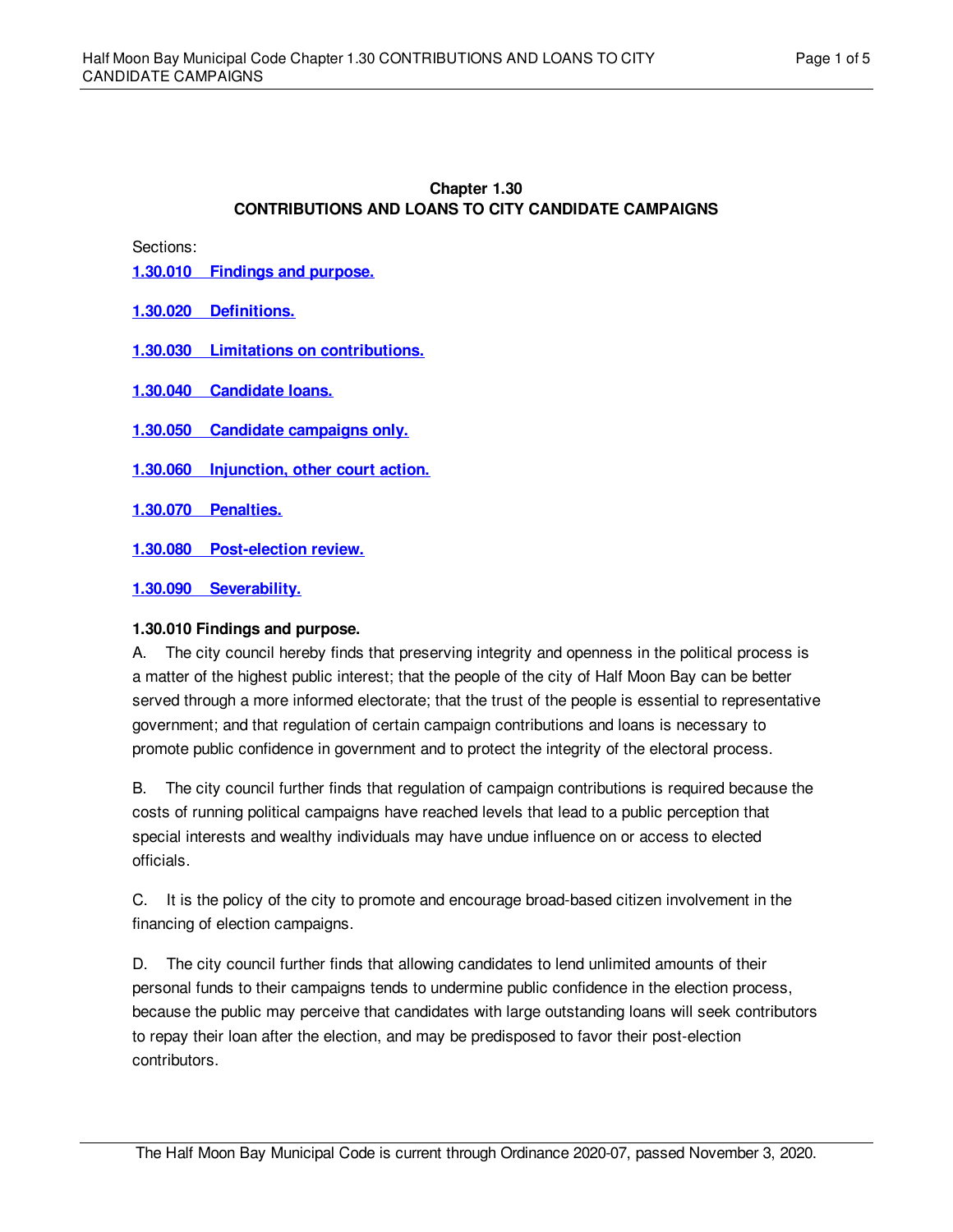**Chapter 1.30**
**CONTRIBUTIONS AND LOANS TO CITY CANDIDATE CAMPAIGNS**

Sections:

**1.30.010 Findings and purpose.**

**1.30.020 Definitions.**

**1.30.030 Limitations on contributions.**

**1.30.040 Candidate loans.**

**1.30.050 Candidate campaigns only.**

**1.30.060 Injunction, other court action.**

**1.30.070 Penalties.**

**1.30.080 Post-election review.**

**1.30.090 Severability.**

**1.30.010 Findings and purpose.**

A. The city council hereby finds that preserving integrity and openness in the political process is a matter of the highest public interest; that the people of the city of Half Moon Bay can be better served through a more informed electorate; that the trust of the people is essential to representative government; and that regulation of certain campaign contributions and loans is necessary to promote public confidence in government and to protect the integrity of the electoral process.

B. The city council further finds that regulation of campaign contributions is required because the costs of running political campaigns have reached levels that lead to a public perception that special interests and wealthy individuals may have undue influence on or access to elected officials.

C. It is the policy of the city to promote and encourage broad-based citizen involvement in the financing of election campaigns.

D. The city council further finds that allowing candidates to lend unlimited amounts of their personal funds to their campaigns tends to undermine public confidence in the election process, because the public may perceive that candidates with large outstanding loans will seek contributors to repay their loan after the election, and may be predisposed to favor their post-election contributors.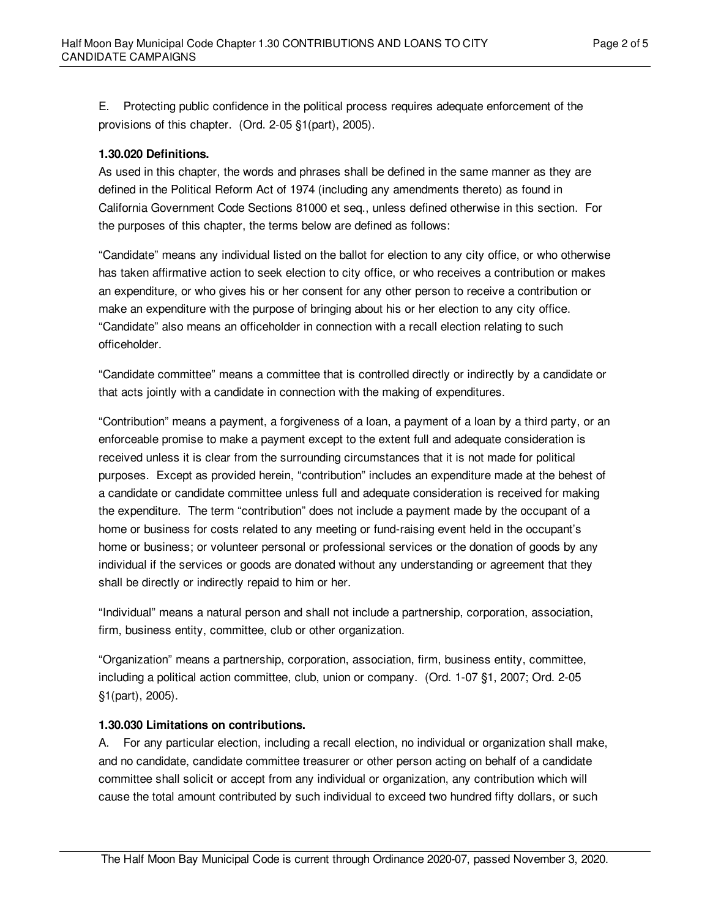E. Protecting public confidence in the political process requires adequate enforcement of the provisions of this chapter. (Ord. 2-05 §1(part), 2005).

**1.30.020 Definitions.**

As used in this chapter, the words and phrases shall be defined in the same manner as they are defined in the Political Reform Act of 1974 (including any amendments thereto) as found in California Government Code Sections 81000 et seq., unless defined otherwise in this section. For the purposes of this chapter, the terms below are defined as follows:

"Candidate" means any individual listed on the ballot for election to any city office, or who otherwise has taken affirmative action to seek election to city office, or who receives a contribution or makes an expenditure, or who gives his or her consent for any other person to receive a contribution or make an expenditure with the purpose of bringing about his or her election to any city office. "Candidate" also means an officeholder in connection with a recall election relating to such officeholder.

"Candidate committee" means a committee that is controlled directly or indirectly by a candidate or that acts jointly with a candidate in connection with the making of expenditures.

"Contribution" means a payment, a forgiveness of a loan, a payment of a loan by a third party, or an enforceable promise to make a payment except to the extent full and adequate consideration is received unless it is clear from the surrounding circumstances that it is not made for political purposes. Except as provided herein, "contribution" includes an expenditure made at the behest of a candidate or candidate committee unless full and adequate consideration is received for making the expenditure. The term "contribution" does not include a payment made by the occupant of a home or business for costs related to any meeting or fund-raising event held in the occupant's home or business; or volunteer personal or professional services or the donation of goods by any individual if the services or goods are donated without any understanding or agreement that they shall be directly or indirectly repaid to him or her.

"Individual" means a natural person and shall not include a partnership, corporation, association, firm, business entity, committee, club or other organization.

"Organization" means a partnership, corporation, association, firm, business entity, committee, including a political action committee, club, union or company. (Ord. 1-07 §1, 2007; Ord. 2-05 §1(part), 2005).

**1.30.030 Limitations on contributions.**

A. For any particular election, including a recall election, no individual or organization shall make, and no candidate, candidate committee treasurer or other person acting on behalf of a candidate committee shall solicit or accept from any individual or organization, any contribution which will cause the total amount contributed by such individual to exceed two hundred fifty dollars, or such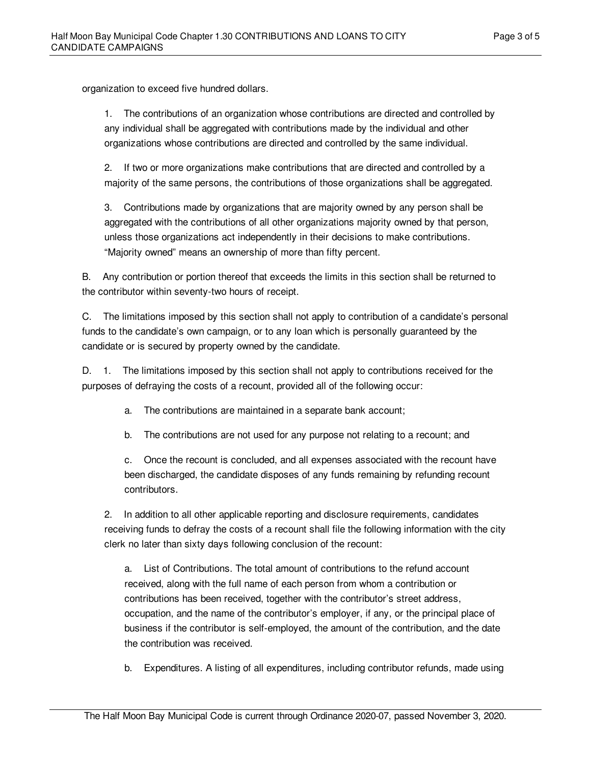organization to exceed five hundred dollars.

1. The contributions of an organization whose contributions are directed and controlled by any individual shall be aggregated with contributions made by the individual and other organizations whose contributions are directed and controlled by the same individual.

2. If two or more organizations make contributions that are directed and controlled by a majority of the same persons, the contributions of those organizations shall be aggregated.

3. Contributions made by organizations that are majority owned by any person shall be aggregated with the contributions of all other organizations majority owned by that person, unless those organizations act independently in their decisions to make contributions. “Majority owned” means an ownership of more than fifty percent.

B. Any contribution or portion thereof that exceeds the limits in this section shall be returned to the contributor within seventy-two hours of receipt.

C. The limitations imposed by this section shall not apply to contribution of a candidate’s personal funds to the candidate’s own campaign, or to any loan which is personally guaranteed by the candidate or is secured by property owned by the candidate.

D. 1. The limitations imposed by this section shall not apply to contributions received for the purposes of defraying the costs of a recount, provided all of the following occur:

a. The contributions are maintained in a separate bank account;

b. The contributions are not used for any purpose not relating to a recount; and

c. Once the recount is concluded, and all expenses associated with the recount have been discharged, the candidate disposes of any funds remaining by refunding recount contributors.

2. In addition to all other applicable reporting and disclosure requirements, candidates receiving funds to defray the costs of a recount shall file the following information with the city clerk no later than sixty days following conclusion of the recount:

a. List of Contributions. The total amount of contributions to the refund account received, along with the full name of each person from whom a contribution or contributions has been received, together with the contributor’s street address, occupation, and the name of the contributor’s employer, if any, or the principal place of business if the contributor is self-employed, the amount of the contribution, and the date the contribution was received.

b. Expenditures. A listing of all expenditures, including contributor refunds, made using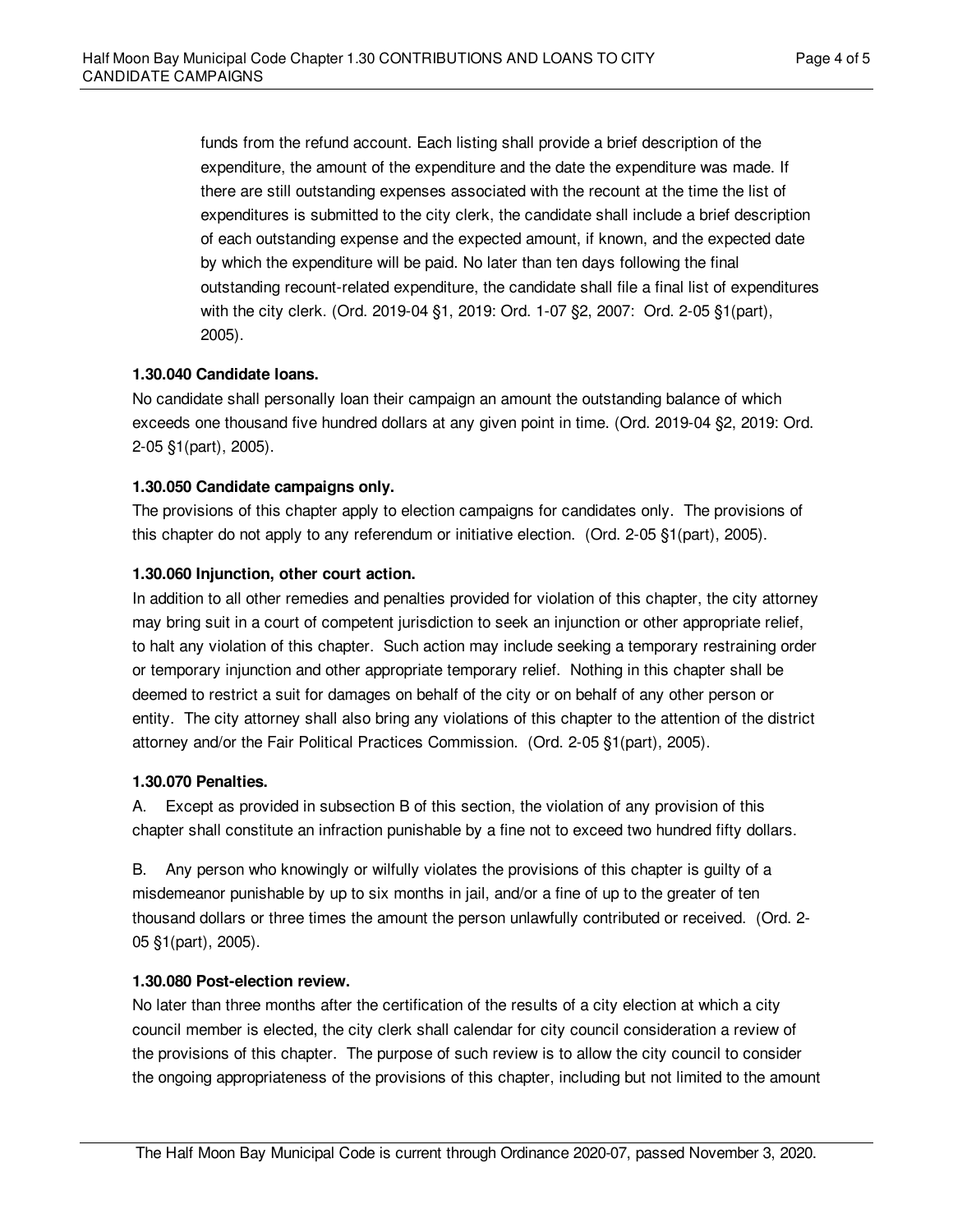funds from the refund account. Each listing shall provide a brief description of the expenditure, the amount of the expenditure and the date the expenditure was made. If there are still outstanding expenses associated with the recount at the time the list of expenditures is submitted to the city clerk, the candidate shall include a brief description of each outstanding expense and the expected amount, if known, and the expected date by which the expenditure will be paid. No later than ten days following the final outstanding recount-related expenditure, the candidate shall file a final list of expenditures with the city clerk. (Ord. 2019-04 §1, 2019: Ord. 1-07 §2, 2007: Ord. 2-05 §1(part), 2005).

**1.30.040 Candidate loans.**

No candidate shall personally loan their campaign an amount the outstanding balance of which exceeds one thousand five hundred dollars at any given point in time. (Ord. 2019-04 §2, 2019: Ord. 2-05 §1(part), 2005).

**1.30.050 Candidate campaigns only.**

The provisions of this chapter apply to election campaigns for candidates only. The provisions of this chapter do not apply to any referendum or initiative election. (Ord. 2-05 §1(part), 2005).

**1.30.060 Injunction, other court action.**

In addition to all other remedies and penalties provided for violation of this chapter, the city attorney may bring suit in a court of competent jurisdiction to seek an injunction or other appropriate relief, to halt any violation of this chapter. Such action may include seeking a temporary restraining order or temporary injunction and other appropriate temporary relief. Nothing in this chapter shall be deemed to restrict a suit for damages on behalf of the city or on behalf of any other person or entity. The city attorney shall also bring any violations of this chapter to the attention of the district attorney and/or the Fair Political Practices Commission. (Ord. 2-05 §1(part), 2005).

**1.30.070 Penalties.**

A. Except as provided in subsection B of this section, the violation of any provision of this chapter shall constitute an infraction punishable by a fine not to exceed two hundred fifty dollars.

B. Any person who knowingly or wilfully violates the provisions of this chapter is guilty of a misdemeanor punishable by up to six months in jail, and/or a fine of up to the greater of ten thousand dollars or three times the amount the person unlawfully contributed or received. (Ord. 2-05 §1(part), 2005).

**1.30.080 Post-election review.**

No later than three months after the certification of the results of a city election at which a city council member is elected, the city clerk shall calendar for city council consideration a review of the provisions of this chapter. The purpose of such review is to allow the city council to consider the ongoing appropriateness of the provisions of this chapter, including but not limited to the amount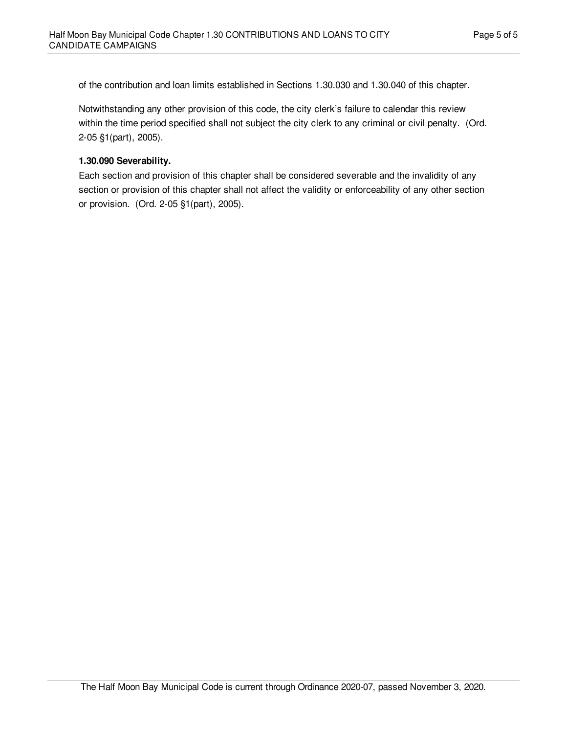of the contribution and loan limits established in Sections 1.30.030 and 1.30.040 of this chapter.

Notwithstanding any other provision of this code, the city clerk's failure to calendar this review within the time period specified shall not subject the city clerk to any criminal or civil penalty. (Ord. 2-05 §1(part), 2005).

**1.30.090 Severability.**

Each section and provision of this chapter shall be considered severable and the invalidity of any section or provision of this chapter shall not affect the validity or enforceability of any other section or provision. (Ord. 2-05 §1(part), 2005).